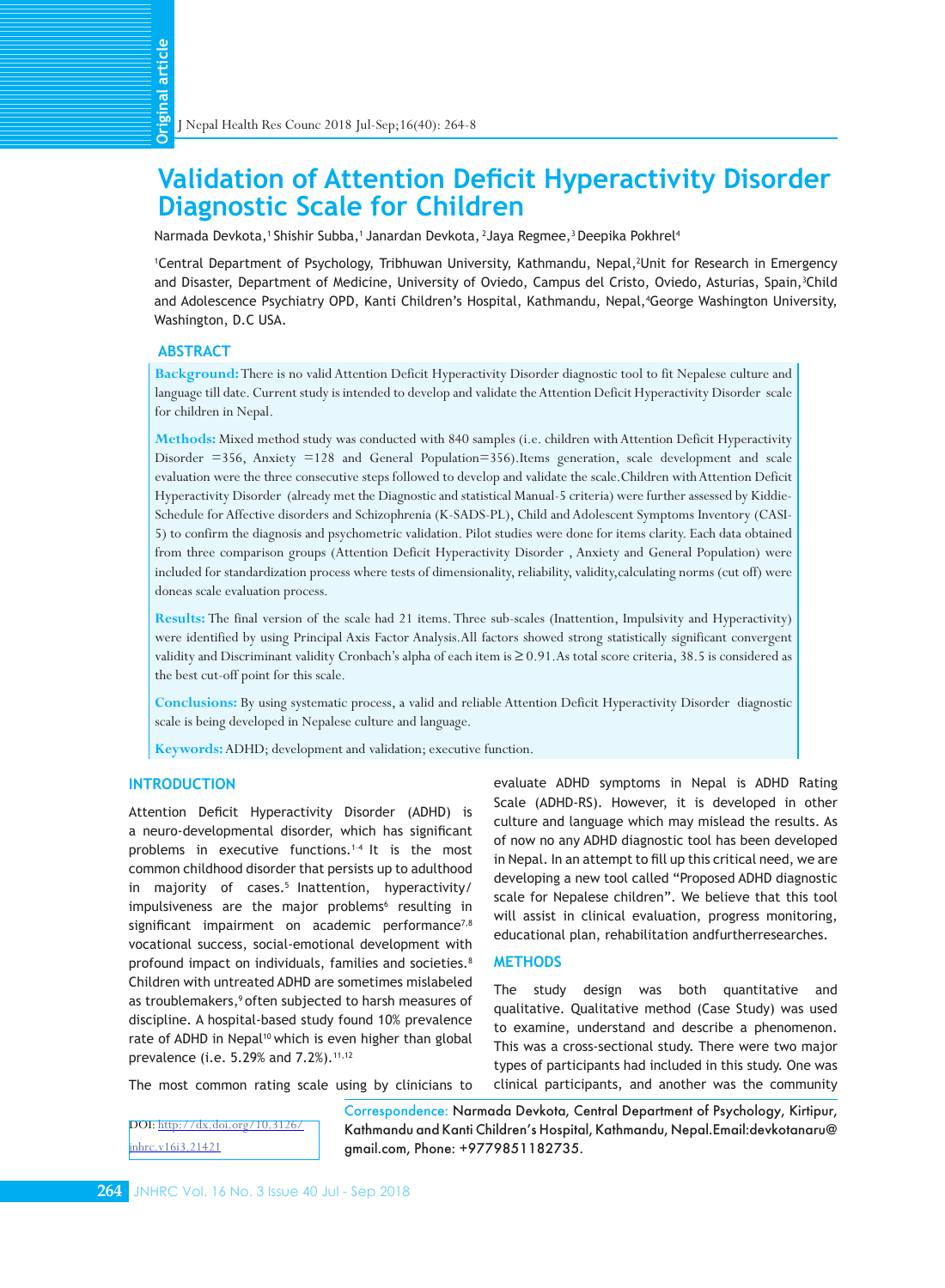# Validation of Attention Deficit Hyperactivity Disorder Diagnostic Scale for Children

Narmada Devkota,[1] Shishir Subba,[1] Janardan Devkota,[2] Jaya Regmee,[3] Deepika Pokhrel[4]

[1]Central Department of Psychology, Tribhuwan University, Kathmandu, Nepal,[2]Unit for Research in Emergency and Disaster, Department of Medicine, University of Oviedo, Campus del Cristo, Oviedo, Asturias, Spain,[3]Child and Adolescence Psychiatry OPD, Kanti Children's Hospital, Kathmandu, Nepal,[4]George Washington University, Washington, D.C USA.

## ABSTRACT

**Background:** There is no valid Attention Deficit Hyperactivity Disorder diagnostic tool to fit Nepalese culture and language till date. Current study is intended to develop and validate the Attention Deficit Hyperactivity Disorder scale for children in Nepal.

**Methods:** Mixed method study was conducted with 840 samples (i.e. children with Attention Deficit Hyperactivity Disorder =356, Anxiety =128 and General Population=356).Items generation, scale development and scale evaluation were the three consecutive steps followed to develop and validate the scale.Children with Attention Deficit Hyperactivity Disorder (already met the Diagnostic and statistical Manual-5 criteria) were further assessed by Kiddie-Schedule for Affective disorders and Schizophrenia (K-SADS-PL), Child and Adolescent Symptoms Inventory (CASI-5) to confirm the diagnosis and psychometric validation. Pilot studies were done for items clarity. Each data obtained from three comparison groups (Attention Deficit Hyperactivity Disorder , Anxiety and General Population) were included for standardization process where tests of dimensionality, reliability, validity,calculating norms (cut off) were doneas scale evaluation process.

**Results:** The final version of the scale had 21 items. Three sub-scales (Inattention, Impulsivity and Hyperactivity) were identified by using Principal Axis Factor Analysis.All factors showed strong statistically significant convergent validity and Discriminant validity Cronbach's alpha of each item is $\geq 0.91$.As total score criteria, 38.5 is considered as the best cut-off point for this scale.

**Conclusions:** By using systematic process, a valid and reliable Attention Deficit Hyperactivity Disorder diagnostic scale is being developed in Nepalese culture and language.

**Keywords:** ADHD; development and validation; executive function.

## INTRODUCTION

Attention Deficit Hyperactivity Disorder (ADHD) is a neuro-developmental disorder, which has significant problems in executive functions.[1-4] It is the most common childhood disorder that persists up to adulthood in majority of cases.[5] Inattention, hyperactivity/impulsiveness are the major problems[6] resulting in significant impairment on academic performance[7,8] vocational success, social-emotional development with profound impact on individuals, families and societies.[8] Children with untreated ADHD are sometimes mislabeled as troublemakers,[9] often subjected to harsh measures of discipline. A hospital-based study found 10% prevalence rate of ADHD in Nepal[10] which is even higher than global prevalence (i.e. 5.29% and 7.2%).[11,12]

The most common rating scale using by clinicians to evaluate ADHD symptoms in Nepal is ADHD Rating Scale (ADHD-RS). However, it is developed in other culture and language which may mislead the results. As of now no any ADHD diagnostic tool has been developed in Nepal. In an attempt to fill up this critical need, we are developing a new tool called "Proposed ADHD diagnostic scale for Nepalese children". We believe that this tool will assist in clinical evaluation, progress monitoring, educational plan, rehabilitation andfurtherresearches.

## METHODS

The study design was both quantitative and qualitative. Qualitative method (Case Study) was used to examine, understand and describe a phenomenon. This was a cross-sectional study. There were two major types of participants had included in this study. One was clinical participants, and another was the community

DOI: http://dx.doi.org/10.3126/jnhrc.v16i3.21421

Correspondence: Narmada Devkota, Central Department of Psychology, Kirtipur, Kathmandu and Kanti Children's Hospital, Kathmandu, Nepal.Email:devkotanaru@gmail.com, Phone: +9779851182735.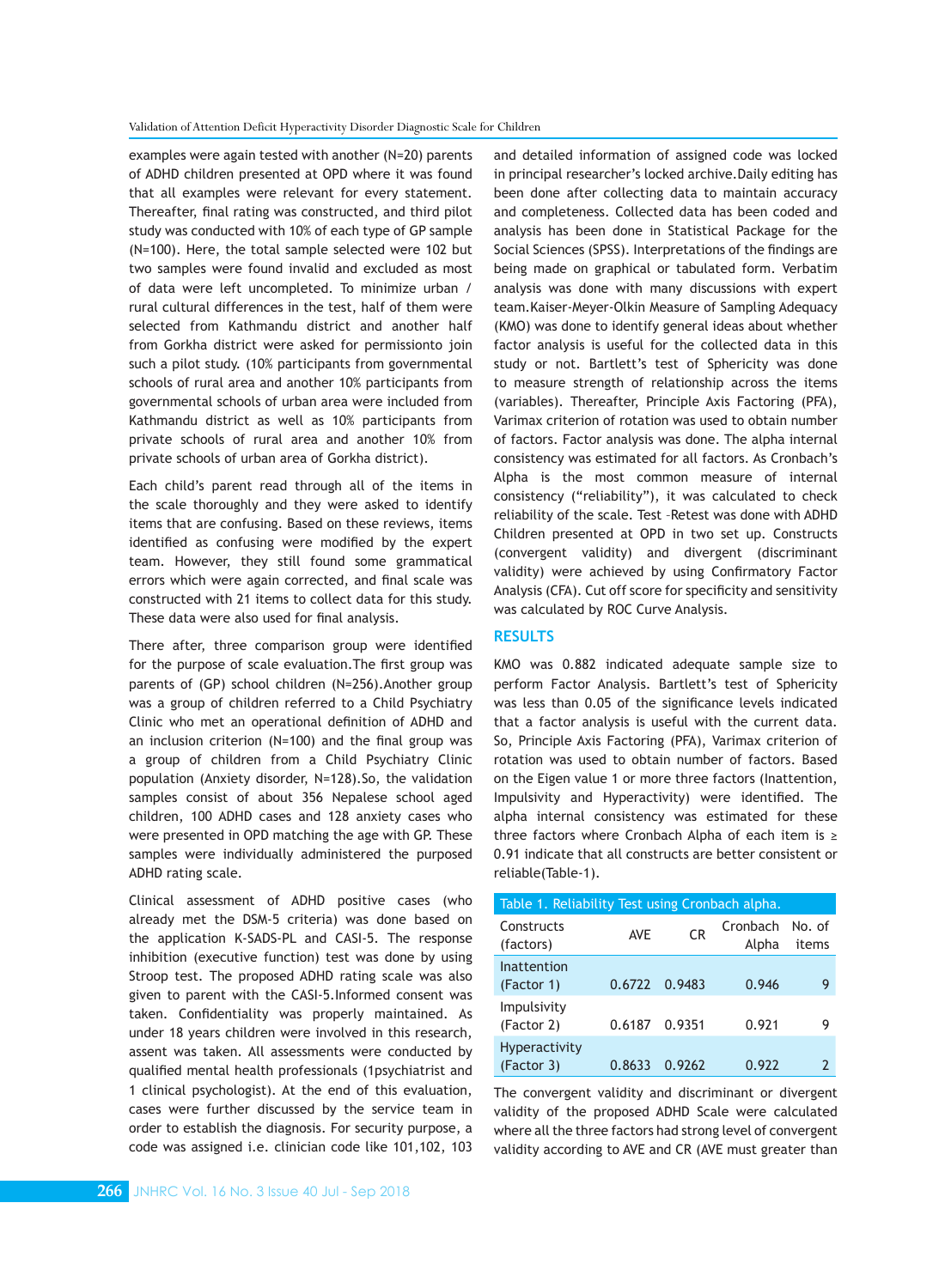examples were again tested with another (N=20) parents of ADHD children presented at OPD where it was found that all examples were relevant for every statement. Thereafter, final rating was constructed, and third pilot study was conducted with 10% of each type of GP sample (N=100). Here, the total sample selected were 102 but two samples were found invalid and excluded as most of data were left uncompleted. To minimize urban / rural cultural differences in the test, half of them were selected from Kathmandu district and another half from Gorkha district were asked for permissionto join such a pilot study. (10% participants from governmental schools of rural area and another 10% participants from governmental schools of urban area were included from Kathmandu district as well as 10% participants from private schools of rural area and another 10% from private schools of urban area of Gorkha district).

Each child's parent read through all of the items in the scale thoroughly and they were asked to identify items that are confusing. Based on these reviews, items identified as confusing were modified by the expert team. However, they still found some grammatical errors which were again corrected, and final scale was constructed with 21 items to collect data for this study. These data were also used for final analysis.

There after, three comparison group were identified for the purpose of scale evaluation.The first group was parents of (GP) school children (N=256).Another group was a group of children referred to a Child Psychiatry Clinic who met an operational definition of ADHD and an inclusion criterion (N=100) and the final group was a group of children from a Child Psychiatry Clinic population (Anxiety disorder, N=128).So, the validation samples consist of about 356 Nepalese school aged children, 100 ADHD cases and 128 anxiety cases who were presented in OPD matching the age with GP. These samples were individually administered the purposed ADHD rating scale.

Clinical assessment of ADHD positive cases (who already met the DSM-5 criteria) was done based on the application K-SADS-PL and CASI-5. The response inhibition (executive function) test was done by using Stroop test. The proposed ADHD rating scale was also given to parent with the CASI-5.Informed consent was taken. Confidentiality was properly maintained. As under 18 years children were involved in this research, assent was taken. All assessments were conducted by qualified mental health professionals (1psychiatrist and 1 clinical psychologist). At the end of this evaluation, cases were further discussed by the service team in order to establish the diagnosis. For security purpose, a code was assigned i.e. clinician code like 101,102, 103 and detailed information of assigned code was locked in principal researcher's locked archive.Daily editing has been done after collecting data to maintain accuracy and completeness. Collected data has been coded and analysis has been done in Statistical Package for the Social Sciences (SPSS). Interpretations of the findings are being made on graphical or tabulated form. Verbatim analysis was done with many discussions with expert team.Kaiser-Meyer-Olkin Measure of Sampling Adequacy (KMO) was done to identify general ideas about whether factor analysis is useful for the collected data in this study or not. Bartlett's test of Sphericity was done to measure strength of relationship across the items (variables). Thereafter, Principle Axis Factoring (PFA), Varimax criterion of rotation was used to obtain number of factors. Factor analysis was done. The alpha internal consistency was estimated for all factors. As Cronbach's Alpha is the most common measure of internal consistency ("reliability"), it was calculated to check reliability of the scale. Test –Retest was done with ADHD Children presented at OPD in two set up. Constructs (convergent validity) and divergent (discriminant validity) were achieved by using Confirmatory Factor Analysis (CFA). Cut off score for specificity and sensitivity was calculated by ROC Curve Analysis.

## RESULTS

KMO was 0.882 indicated adequate sample size to perform Factor Analysis. Bartlett's test of Sphericity was less than 0.05 of the significance levels indicated that a factor analysis is useful with the current data. So, Principle Axis Factoring (PFA), Varimax criterion of rotation was used to obtain number of factors. Based on the Eigen value 1 or more three factors (Inattention, Impulsivity and Hyperactivity) were identified. The alpha internal consistency was estimated for these three factors where Cronbach Alpha of each item is ≥ 0.91 indicate that all constructs are better consistent or reliable(Table-1).

Table 1. Reliability Test using Cronbach alpha.

| Constructs (factors) | AVE | CR | Cronbach Alpha | No. of items |
|---|---|---|---|---|
| Inattention (Factor 1) | 0.6722 | 0.9483 | 0.946 | 9 |
| Impulsivity (Factor 2) | 0.6187 | 0.9351 | 0.921 | 9 |
| Hyperactivity (Factor 3) | 0.8633 | 0.9262 | 0.922 | 2 |

The convergent validity and discriminant or divergent validity of the proposed ADHD Scale were calculated where all the three factors had strong level of convergent validity according to AVE and CR (AVE must greater than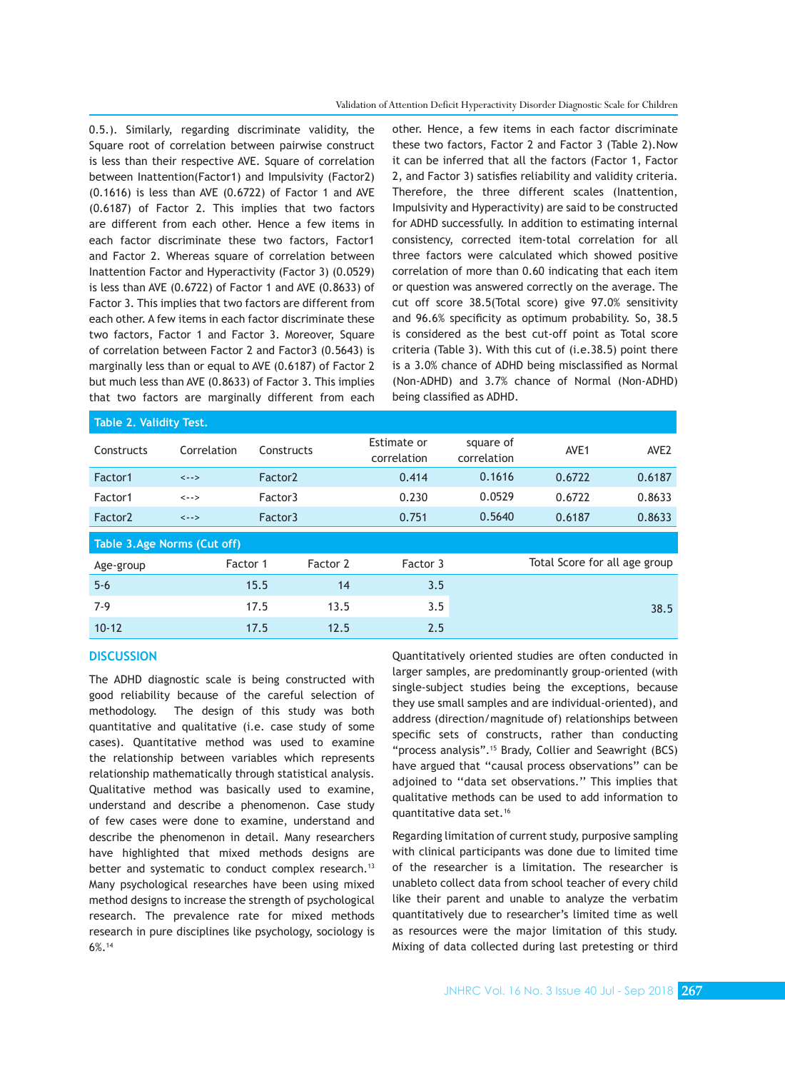0.5.). Similarly, regarding discriminate validity, the Square root of correlation between pairwise construct is less than their respective AVE. Square of correlation between Inattention(Factor1) and Impulsivity (Factor2) (0.1616) is less than AVE (0.6722) of Factor 1 and AVE (0.6187) of Factor 2. This implies that two factors are different from each other. Hence a few items in each factor discriminate these two factors, Factor1 and Factor 2. Whereas square of correlation between Inattention Factor and Hyperactivity (Factor 3) (0.0529) is less than AVE (0.6722) of Factor 1 and AVE (0.8633) of Factor 3. This implies that two factors are different from each other. A few items in each factor discriminate these two factors, Factor 1 and Factor 3. Moreover, Square of correlation between Factor 2 and Factor3 (0.5643) is marginally less than or equal to AVE (0.6187) of Factor 2 but much less than AVE (0.8633) of Factor 3. This implies that two factors are marginally different from each other. Hence, a few items in each factor discriminate these two factors, Factor 2 and Factor 3 (Table 2).Now it can be inferred that all the factors (Factor 1, Factor 2, and Factor 3) satisfies reliability and validity criteria. Therefore, the three different scales (Inattention, Impulsivity and Hyperactivity) are said to be constructed for ADHD successfully. In addition to estimating internal consistency, corrected item-total correlation for all three factors were calculated which showed positive correlation of more than 0.60 indicating that each item or question was answered correctly on the average. The cut off score 38.5(Total score) give 97.0% sensitivity and 96.6% specificity as optimum probability. So, 38.5 is considered as the best cut-off point as Total score criteria (Table 3). With this cut of (i.e.38.5) point there is a 3.0% chance of ADHD being misclassified as Normal (Non-ADHD) and 3.7% chance of Normal (Non-ADHD) being classified as ADHD.

**Table 2. Validity Test.**

| Constructs | Correlation | Constructs | Estimate or correlation | square of correlation | AVE1 | AVE2 |
|---|---|---|---|---|---|---|
| Factor1 | <--> | Factor2 | 0.414 | 0.1616 | 0.6722 | 0.6187 |
| Factor1 | <--> | Factor3 | 0.230 | 0.0529 | 0.6722 | 0.8633 |
| Factor2 | <--> | Factor3 | 0.751 | 0.5640 | 0.6187 | 0.8633 |

**Table 3.Age Norms (Cut off)**

| Age-group | Factor 1 | Factor 2 | Factor 3 | Total Score for all age group |
|---|---|---|---|---|
| 5-6 | 15.5 | 14 | 3.5 | 38.5 |
| 7-9 | 17.5 | 13.5 | 3.5 | |
| 10-12 | 17.5 | 12.5 | 2.5 | |

## DISCUSSION

The ADHD diagnostic scale is being constructed with good reliability because of the careful selection of methodology. The design of this study was both quantitative and qualitative (i.e. case study of some cases). Quantitative method was used to examine the relationship between variables which represents relationship mathematically through statistical analysis. Qualitative method was basically used to examine, understand and describe a phenomenon. Case study of few cases were done to examine, understand and describe the phenomenon in detail. Many researchers have highlighted that mixed methods designs are better and systematic to conduct complex research.[13] Many psychological researches have been using mixed method designs to increase the strength of psychological research. The prevalence rate for mixed methods research in pure disciplines like psychology, sociology is 6%.[14]

Quantitatively oriented studies are often conducted in larger samples, are predominantly group-oriented (with single-subject studies being the exceptions, because they use small samples and are individual-oriented), and address (direction/magnitude of) relationships between specific sets of constructs, rather than conducting "process analysis".[15] Brady, Collier and Seawright (BCS) have argued that "causal process observations" can be adjoined to "data set observations." This implies that qualitative methods can be used to add information to quantitative data set.[16]

Regarding limitation of current study, purposive sampling with clinical participants was done due to limited time of the researcher is a limitation. The researcher is unableto collect data from school teacher of every child like their parent and unable to analyze the verbatim quantitatively due to researcher's limited time as well as resources were the major limitation of this study. Mixing of data collected during last pretesting or third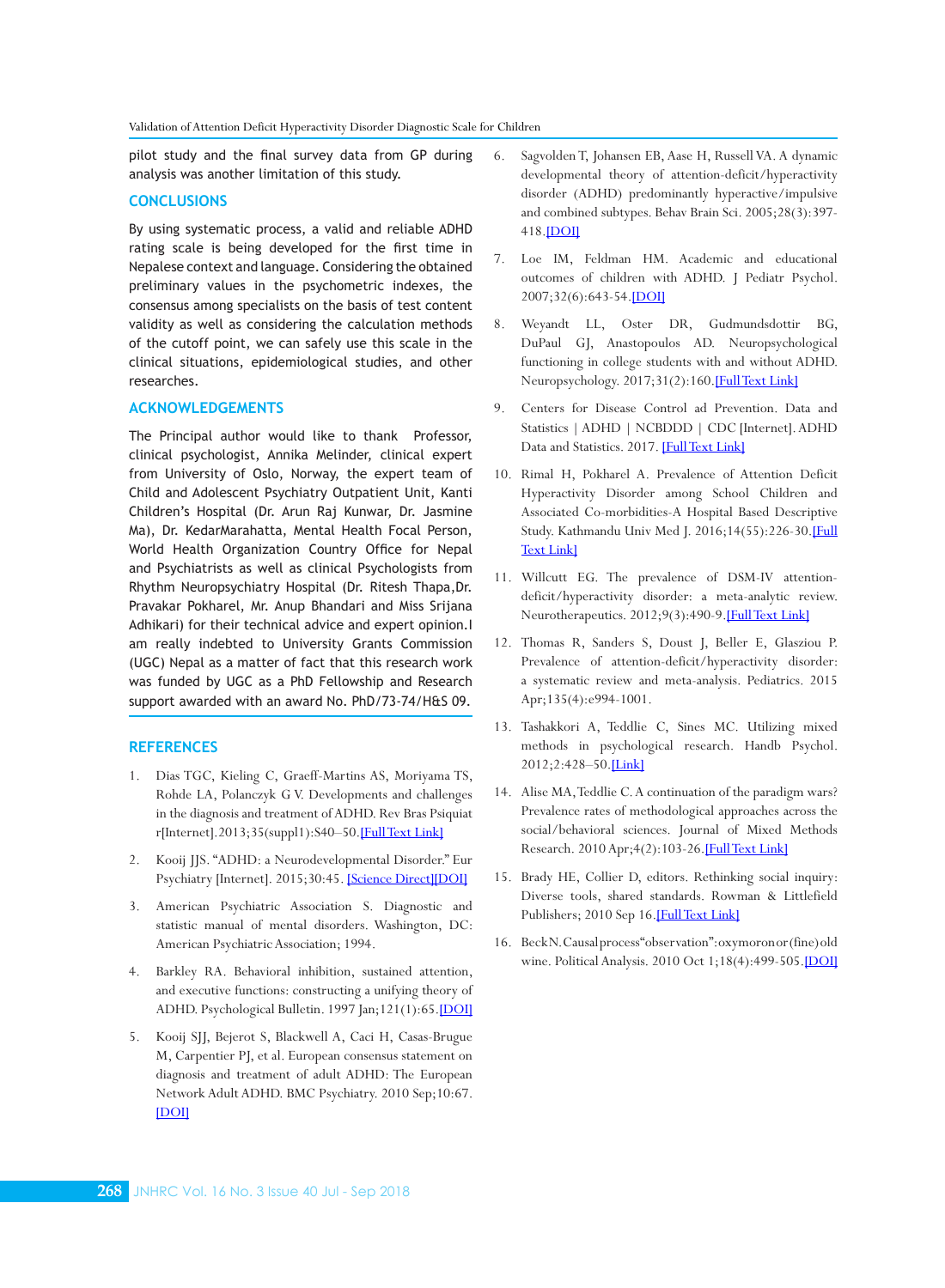pilot study and the final survey data from GP during analysis was another limitation of this study.

## CONCLUSIONS

By using systematic process, a valid and reliable ADHD rating scale is being developed for the first time in Nepalese context and language. Considering the obtained preliminary values in the psychometric indexes, the consensus among specialists on the basis of test content validity as well as considering the calculation methods of the cutoff point, we can safely use this scale in the clinical situations, epidemiological studies, and other researches.

## ACKNOWLEDGEMENTS

The Principal author would like to thank Professor, clinical psychologist, Annika Melinder, clinical expert from University of Oslo, Norway, the expert team of Child and Adolescent Psychiatry Outpatient Unit, Kanti Children's Hospital (Dr. Arun Raj Kunwar, Dr. Jasmine Ma), Dr. KedarMarahatta, Mental Health Focal Person, World Health Organization Country Office for Nepal and Psychiatrists as well as clinical Psychologists from Rhythm Neuropsychiatry Hospital (Dr. Ritesh Thapa,Dr. Pravakar Pokharel, Mr. Anup Bhandari and Miss Srijana Adhikari) for their technical advice and expert opinion.I am really indebted to University Grants Commission (UGC) Nepal as a matter of fact that this research work was funded by UGC as a PhD Fellowship and Research support awarded with an award No. PhD/73-74/H&S 09.

## REFERENCES

1. Dias TGC, Kieling C, Graeff-Martins AS, Moriyama TS, Rohde LA, Polanczyk G V. Developments and challenges in the diagnosis and treatment of ADHD. Rev Bras Psiquiatr[Internet].2013;35(suppl1):S40–50.[Full Text Link]
2. Kooij JJS. "ADHD: a Neurodevelopmental Disorder." Eur Psychiatry [Internet]. 2015;30:45. [Science Direct][DOI]
3. American Psychiatric Association S. Diagnostic and statistic manual of mental disorders. Washington, DC: American Psychiatric Association; 1994.
4. Barkley RA. Behavioral inhibition, sustained attention, and executive functions: constructing a unifying theory of ADHD. Psychological Bulletin. 1997 Jan;121(1):65.[DOI]
5. Kooij SJJ, Bejerot S, Blackwell A, Caci H, Casas-Brugue M, Carpentier PJ, et al. European consensus statement on diagnosis and treatment of adult ADHD: The European Network Adult ADHD. BMC Psychiatry. 2010 Sep;10:67. [DOI]
6. Sagvolden T, Johansen EB, Aase H, Russell VA. A dynamic developmental theory of attention-deficit/hyperactivity disorder (ADHD) predominantly hyperactive/impulsive and combined subtypes. Behav Brain Sci. 2005;28(3):397-418.[DOI]
7. Loe IM, Feldman HM. Academic and educational outcomes of children with ADHD. J Pediatr Psychol. 2007;32(6):643-54.[DOI]
8. Weyandt LL, Oster DR, Gudmundsdottir BG, DuPaul GJ, Anastopoulos AD. Neuropsychological functioning in college students with and without ADHD. Neuropsychology. 2017;31(2):160.[Full Text Link]
9. Centers for Disease Control ad Prevention. Data and Statistics | ADHD | NCBDDD | CDC [Internet]. ADHD Data and Statistics. 2017. [Full Text Link]
10. Rimal H, Pokharel A. Prevalence of Attention Deficit Hyperactivity Disorder among School Children and Associated Co-morbidities-A Hospital Based Descriptive Study. Kathmandu Univ Med J. 2016;14(55):226-30.[Full Text Link]
11. Willcutt EG. The prevalence of DSM-IV attention-deficit/hyperactivity disorder: a meta-analytic review. Neurotherapeutics. 2012;9(3):490-9.[Full Text Link]
12. Thomas R, Sanders S, Doust J, Beller E, Glasziou P. Prevalence of attention-deficit/hyperactivity disorder: a systematic review and meta-analysis. Pediatrics. 2015 Apr;135(4):e994-1001.
13. Tashakkori A, Teddlie C, Sines MC. Utilizing mixed methods in psychological research. Handb Psychol. 2012;2:428–50.[Link]
14. Alise MA, Teddlie C. A continuation of the paradigm wars? Prevalence rates of methodological approaches across the social/behavioral sciences. Journal of Mixed Methods Research. 2010 Apr;4(2):103-26.[Full Text Link]
15. Brady HE, Collier D, editors. Rethinking social inquiry: Diverse tools, shared standards. Rowman & Littlefield Publishers; 2010 Sep 16.[Full Text Link]
16. Beck N. Causal process"observation": oxymoron or (fine) old wine. Political Analysis. 2010 Oct 1;18(4):499-505.[DOI]